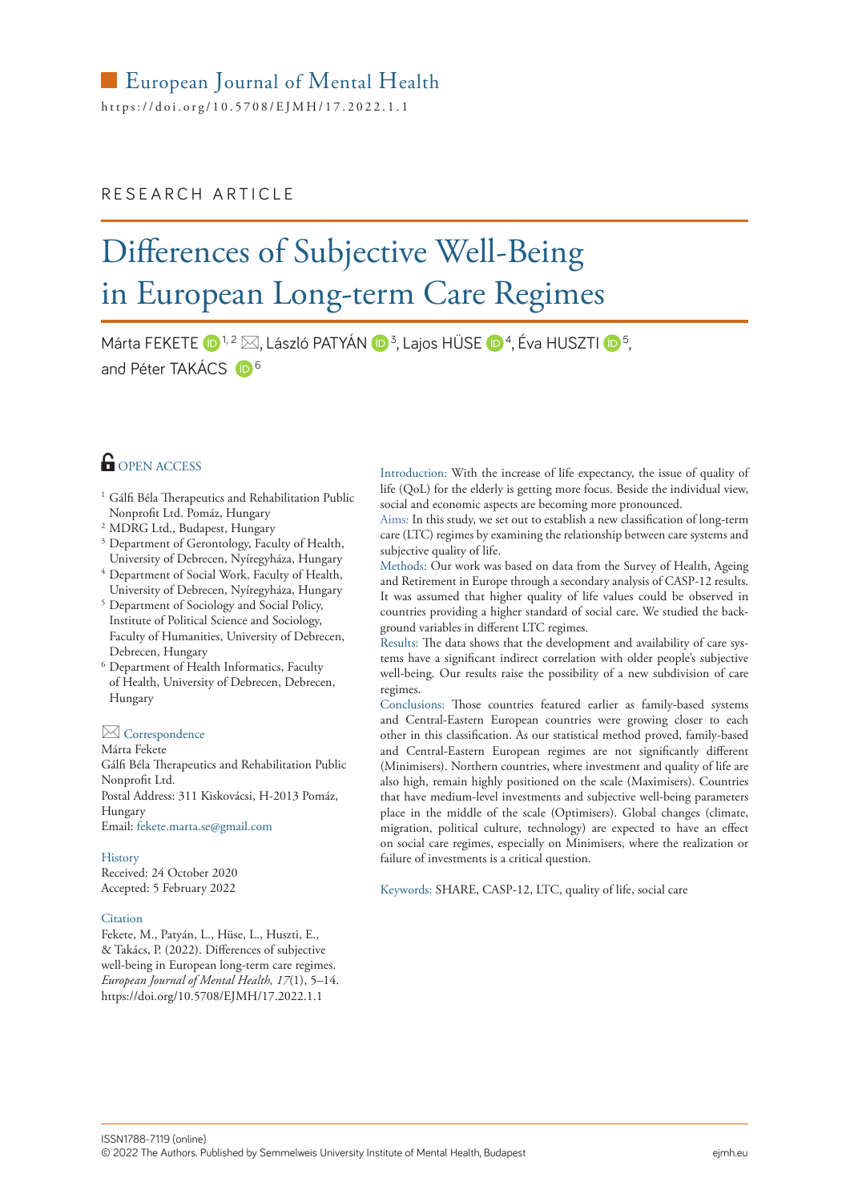European Journal of Mental Health

https://doi.org/10.5708/EJMH/17.2022.1.1

RESEARCH ARTICLE

# Differences of Subjective Well-Being in European Long-term Care Regimes

Márta FEKETE[1,2], László PATYÁN[3], Lajos HÜSE[4], Éva HUSZTI[5], and Péter TAKÁCS[6]

OPEN ACCESS

[1] Gálfi Béla Therapeutics and Rehabilitation Public Nonprofit Ltd. Pomáz, Hungary
[2] MDRG Ltd., Budapest, Hungary
[3] Department of Gerontology, Faculty of Health, University of Debrecen, Nyíregyháza, Hungary
[4] Department of Social Work, Faculty of Health, University of Debrecen, Nyíregyháza, Hungary
[5] Department of Sociology and Social Policy, Institute of Political Science and Sociology, Faculty of Humanities, University of Debrecen, Debrecen, Hungary
[6] Department of Health Informatics, Faculty of Health, University of Debrecen, Debrecen, Hungary

**Correspondence**
Márta Fekete
Gálfi Béla Therapeutics and Rehabilitation Public Nonprofit Ltd.
Postal Address: 311 Kiskovácsi, H-2013 Pomáz, Hungary
Email: fekete.marta.se@gmail.com

**History**
Received: 24 October 2020
Accepted: 5 February 2022

**Citation**
Fekete, M., Patyán, L., Hüse, L., Huszti, E., & Takács, P. (2022). Differences of subjective well-being in European long-term care regimes. *European Journal of Mental Health, 17*(1), 5–14. https://doi.org/10.5708/EJMH/17.2022.1.1

**Introduction:** With the increase of life expectancy, the issue of quality of life (QoL) for the elderly is getting more focus. Beside the individual view, social and economic aspects are becoming more pronounced.

**Aims:** In this study, we set out to establish a new classification of long-term care (LTC) regimes by examining the relationship between care systems and subjective quality of life.

**Methods:** Our work was based on data from the Survey of Health, Ageing and Retirement in Europe through a secondary analysis of CASP-12 results. It was assumed that higher quality of life values could be observed in countries providing a higher standard of social care. We studied the background variables in different LTC regimes.

**Results:** The data shows that the development and availability of care systems have a significant indirect correlation with older people's subjective well-being. Our results raise the possibility of a new subdivision of care regimes.

**Conclusions:** Those countries featured earlier as family-based systems and Central-Eastern European countries were growing closer to each other in this classification. As our statistical method proved, family-based and Central-Eastern European regimes are not significantly different (Minimisers). Northern countries, where investment and quality of life are also high, remain highly positioned on the scale (Maximisers). Countries that have medium-level investments and subjective well-being parameters place in the middle of the scale (Optimisers). Global changes (climate, migration, political culture, technology) are expected to have an effect on social care regimes, especially on Minimisers, where the realization or failure of investments is a critical question.

**Keywords:** SHARE, CASP-12, LTC, quality of life, social care

ISSN1788-7119 (online)
© 2022 The Authors. Published by Semmelweis University Institute of Mental Health, Budapest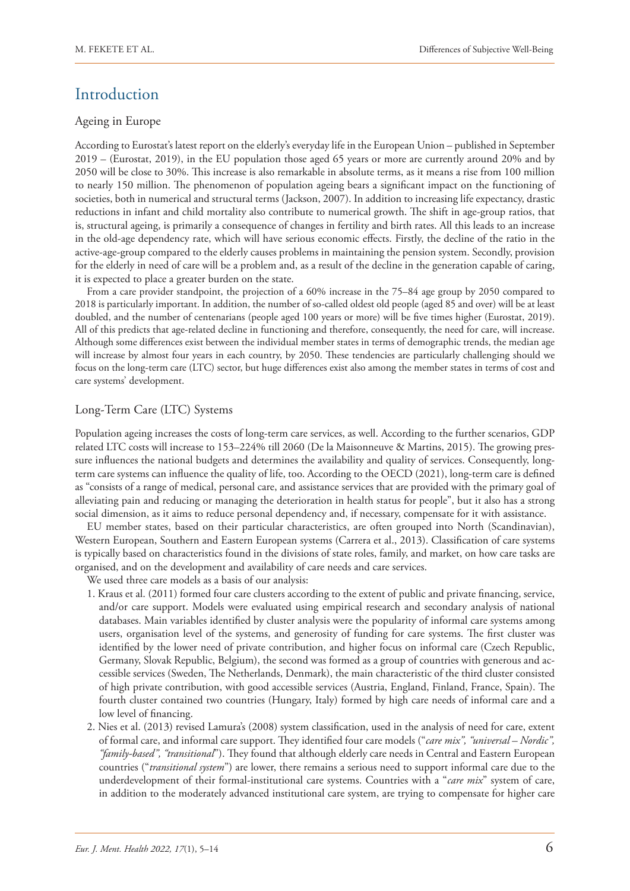# Introduction

## Ageing in Europe

According to Eurostat's latest report on the elderly's everyday life in the European Union – published in September 2019 – (Eurostat, 2019), in the EU population those aged 65 years or more are currently around 20% and by 2050 will be close to 30%. This increase is also remarkable in absolute terms, as it means a rise from 100 million to nearly 150 million. The phenomenon of population ageing bears a significant impact on the functioning of societies, both in numerical and structural terms (Jackson, 2007). In addition to increasing life expectancy, drastic reductions in infant and child mortality also contribute to numerical growth. The shift in age-group ratios, that is, structural ageing, is primarily a consequence of changes in fertility and birth rates. All this leads to an increase in the old-age dependency rate, which will have serious economic effects. Firstly, the decline of the ratio in the active-age-group compared to the elderly causes problems in maintaining the pension system. Secondly, provision for the elderly in need of care will be a problem and, as a result of the decline in the generation capable of caring, it is expected to place a greater burden on the state.

From a care provider standpoint, the projection of a 60% increase in the 75–84 age group by 2050 compared to 2018 is particularly important. In addition, the number of so-called oldest old people (aged 85 and over) will be at least doubled, and the number of centenarians (people aged 100 years or more) will be five times higher (Eurostat, 2019). All of this predicts that age-related decline in functioning and therefore, consequently, the need for care, will increase. Although some differences exist between the individual member states in terms of demographic trends, the median age will increase by almost four years in each country, by 2050. These tendencies are particularly challenging should we focus on the long-term care (LTC) sector, but huge differences exist also among the member states in terms of cost and care systems' development.

## Long-Term Care (LTC) Systems

Population ageing increases the costs of long-term care services, as well. According to the further scenarios, GDP related LTC costs will increase to 153–224% till 2060 (De la Maisonneuve & Martins, 2015). The growing pressure influences the national budgets and determines the availability and quality of services. Consequently, long-term care systems can influence the quality of life, too. According to the OECD (2021), long-term care is defined as "consists of a range of medical, personal care, and assistance services that are provided with the primary goal of alleviating pain and reducing or managing the deterioration in health status for people", but it also has a strong social dimension, as it aims to reduce personal dependency and, if necessary, compensate for it with assistance.

EU member states, based on their particular characteristics, are often grouped into North (Scandinavian), Western European, Southern and Eastern European systems (Carrera et al., 2013). Classification of care systems is typically based on characteristics found in the divisions of state roles, family, and market, on how care tasks are organised, and on the development and availability of care needs and care services.

We used three care models as a basis of our analysis:

1. Kraus et al. (2011) formed four care clusters according to the extent of public and private financing, service, and/or care support. Models were evaluated using empirical research and secondary analysis of national databases. Main variables identified by cluster analysis were the popularity of informal care systems among users, organisation level of the systems, and generosity of funding for care systems. The first cluster was identified by the lower need of private contribution, and higher focus on informal care (Czech Republic, Germany, Slovak Republic, Belgium), the second was formed as a group of countries with generous and accessible services (Sweden, The Netherlands, Denmark), the main characteristic of the third cluster consisted of high private contribution, with good accessible services (Austria, England, Finland, France, Spain). The fourth cluster contained two countries (Hungary, Italy) formed by high care needs of informal care and a low level of financing.
2. Nies et al. (2013) revised Lamura's (2008) system classification, used in the analysis of need for care, extent of formal care, and informal care support. They identified four care models ("*care mix", "universal – Nordic", "family-based", "transitional*"). They found that although elderly care needs in Central and Eastern European countries ("*transitional system*") are lower, there remains a serious need to support informal care due to the underdevelopment of their formal-institutional care systems. Countries with a "*care mix*" system of care, in addition to the moderately advanced institutional care system, are trying to compensate for higher care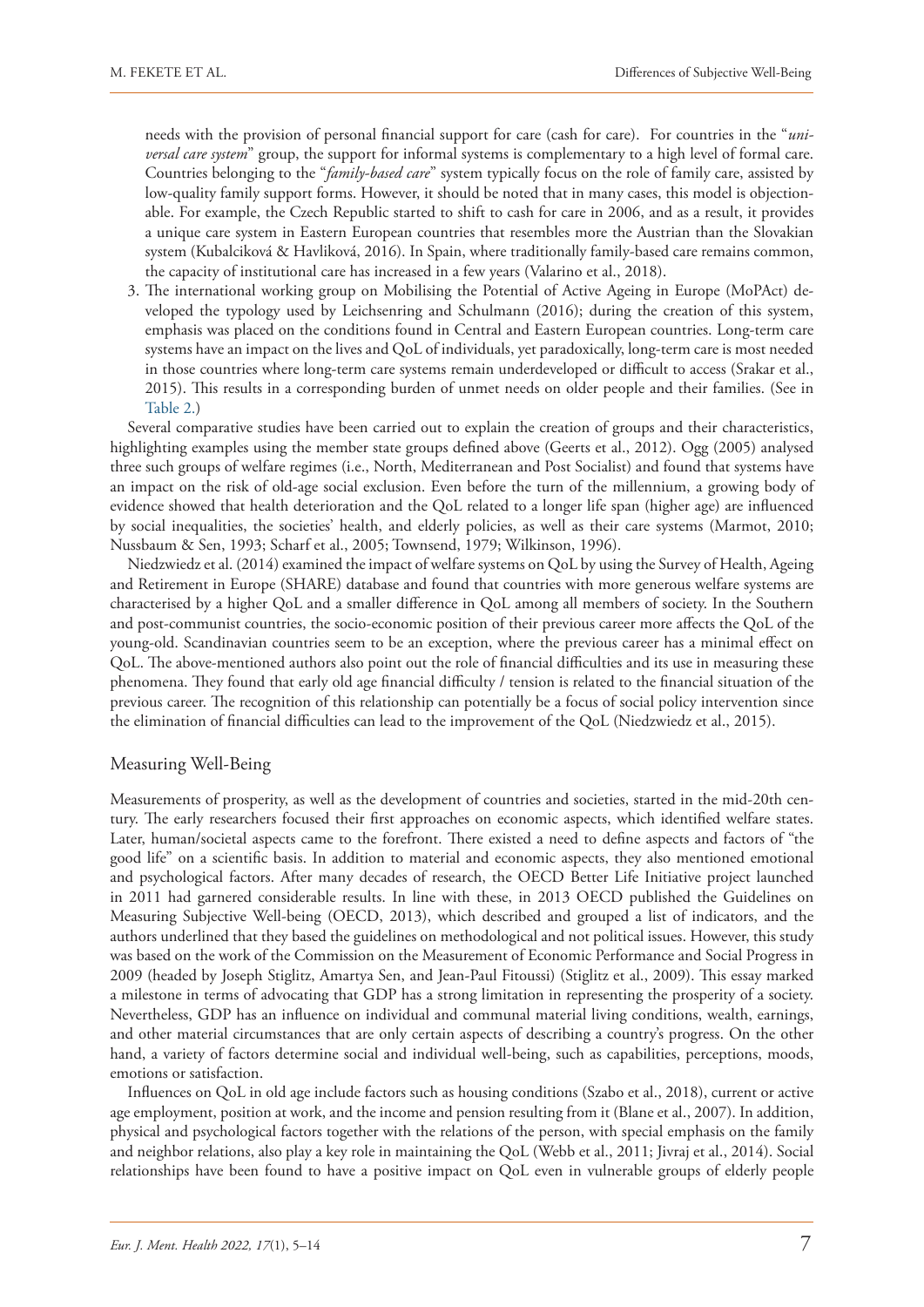needs with the provision of personal financial support for care (cash for care). For countries in the "*universal care system*" group, the support for informal systems is complementary to a high level of formal care. Countries belonging to the "*family-based care*" system typically focus on the role of family care, assisted by low-quality family support forms. However, it should be noted that in many cases, this model is objectionable. For example, the Czech Republic started to shift to cash for care in 2006, and as a result, it provides a unique care system in Eastern European countries that resembles more the Austrian than the Slovakian system (Kubalciková & Havliková, 2016). In Spain, where traditionally family-based care remains common, the capacity of institutional care has increased in a few years (Valarino et al., 2018).

3. The international working group on Mobilising the Potential of Active Ageing in Europe (MoPAct) developed the typology used by Leichsenring and Schulmann (2016); during the creation of this system, emphasis was placed on the conditions found in Central and Eastern European countries. Long-term care systems have an impact on the lives and QoL of individuals, yet paradoxically, long-term care is most needed in those countries where long-term care systems remain underdeveloped or difficult to access (Srakar et al., 2015). This results in a corresponding burden of unmet needs on older people and their families. (See in Table 2.)

Several comparative studies have been carried out to explain the creation of groups and their characteristics, highlighting examples using the member state groups defined above (Geerts et al., 2012). Ogg (2005) analysed three such groups of welfare regimes (i.e., North, Mediterranean and Post Socialist) and found that systems have an impact on the risk of old-age social exclusion. Even before the turn of the millennium, a growing body of evidence showed that health deterioration and the QoL related to a longer life span (higher age) are influenced by social inequalities, the societies' health, and elderly policies, as well as their care systems (Marmot, 2010; Nussbaum & Sen, 1993; Scharf et al., 2005; Townsend, 1979; Wilkinson, 1996).

Niedzwiedz et al. (2014) examined the impact of welfare systems on QoL by using the Survey of Health, Ageing and Retirement in Europe (SHARE) database and found that countries with more generous welfare systems are characterised by a higher QoL and a smaller difference in QoL among all members of society. In the Southern and post-communist countries, the socio-economic position of their previous career more affects the QoL of the young-old. Scandinavian countries seem to be an exception, where the previous career has a minimal effect on QoL. The above-mentioned authors also point out the role of financial difficulties and its use in measuring these phenomena. They found that early old age financial difficulty / tension is related to the financial situation of the previous career. The recognition of this relationship can potentially be a focus of social policy intervention since the elimination of financial difficulties can lead to the improvement of the QoL (Niedzwiedz et al., 2015).

## Measuring Well-Being

Measurements of prosperity, as well as the development of countries and societies, started in the mid-20th century. The early researchers focused their first approaches on economic aspects, which identified welfare states. Later, human/societal aspects came to the forefront. There existed a need to define aspects and factors of "the good life" on a scientific basis. In addition to material and economic aspects, they also mentioned emotional and psychological factors. After many decades of research, the OECD Better Life Initiative project launched in 2011 had garnered considerable results. In line with these, in 2013 OECD published the Guidelines on Measuring Subjective Well-being (OECD, 2013), which described and grouped a list of indicators, and the authors underlined that they based the guidelines on methodological and not political issues. However, this study was based on the work of the Commission on the Measurement of Economic Performance and Social Progress in 2009 (headed by Joseph Stiglitz, Amartya Sen, and Jean-Paul Fitoussi) (Stiglitz et al., 2009). This essay marked a milestone in terms of advocating that GDP has a strong limitation in representing the prosperity of a society. Nevertheless, GDP has an influence on individual and communal material living conditions, wealth, earnings, and other material circumstances that are only certain aspects of describing a country's progress. On the other hand, a variety of factors determine social and individual well-being, such as capabilities, perceptions, moods, emotions or satisfaction.

Influences on QoL in old age include factors such as housing conditions (Szabo et al., 2018), current or active age employment, position at work, and the income and pension resulting from it (Blane et al., 2007). In addition, physical and psychological factors together with the relations of the person, with special emphasis on the family and neighbor relations, also play a key role in maintaining the QoL (Webb et al., 2011; Jivraj et al., 2014). Social relationships have been found to have a positive impact on QoL even in vulnerable groups of elderly people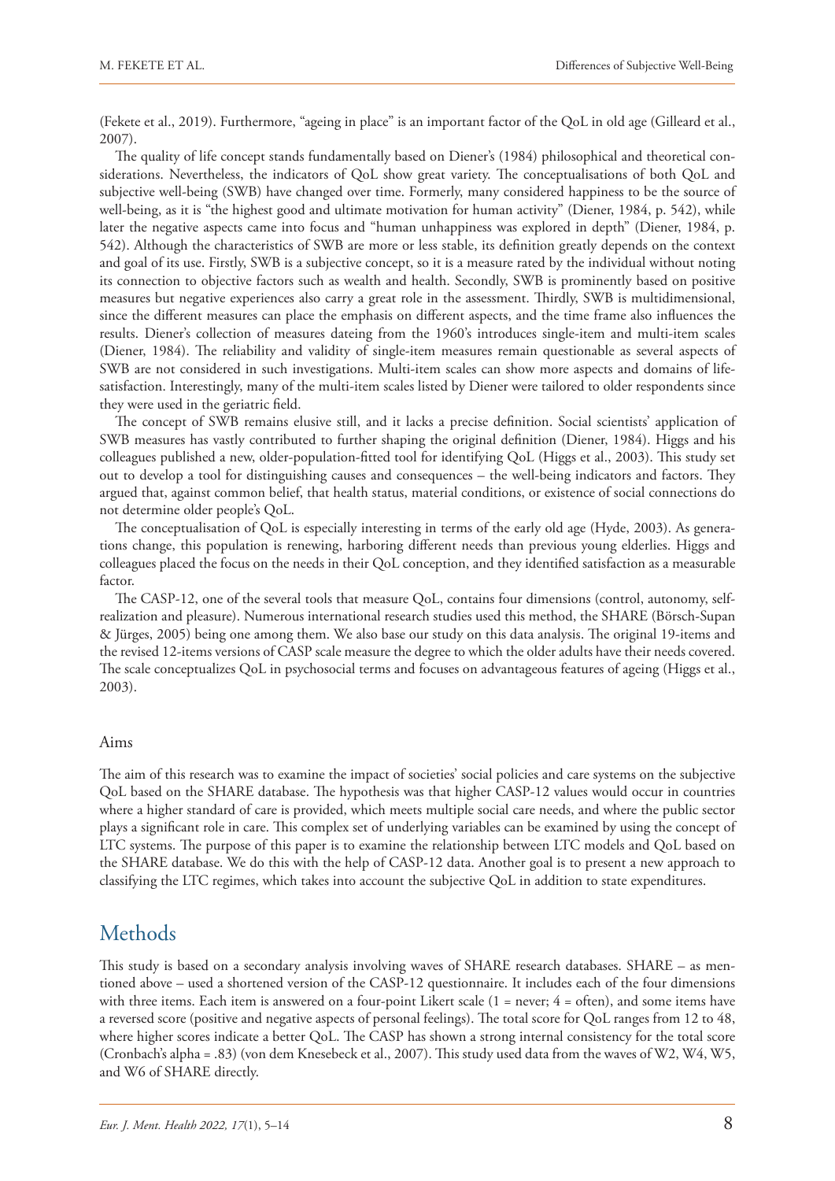(Fekete et al., 2019). Furthermore, "ageing in place" is an important factor of the QoL in old age (Gilleard et al., 2007).

The quality of life concept stands fundamentally based on Diener's (1984) philosophical and theoretical considerations. Nevertheless, the indicators of QoL show great variety. The conceptualisations of both QoL and subjective well-being (SWB) have changed over time. Formerly, many considered happiness to be the source of well-being, as it is "the highest good and ultimate motivation for human activity" (Diener, 1984, p. 542), while later the negative aspects came into focus and "human unhappiness was explored in depth" (Diener, 1984, p. 542). Although the characteristics of SWB are more or less stable, its definition greatly depends on the context and goal of its use. Firstly, SWB is a subjective concept, so it is a measure rated by the individual without noting its connection to objective factors such as wealth and health. Secondly, SWB is prominently based on positive measures but negative experiences also carry a great role in the assessment. Thirdly, SWB is multidimensional, since the different measures can place the emphasis on different aspects, and the time frame also influences the results. Diener's collection of measures dateing from the 1960's introduces single-item and multi-item scales (Diener, 1984). The reliability and validity of single-item measures remain questionable as several aspects of SWB are not considered in such investigations. Multi-item scales can show more aspects and domains of life-satisfaction. Interestingly, many of the multi-item scales listed by Diener were tailored to older respondents since they were used in the geriatric field.

The concept of SWB remains elusive still, and it lacks a precise definition. Social scientists' application of SWB measures has vastly contributed to further shaping the original definition (Diener, 1984). Higgs and his colleagues published a new, older-population-fitted tool for identifying QoL (Higgs et al., 2003). This study set out to develop a tool for distinguishing causes and consequences – the well-being indicators and factors. They argued that, against common belief, that health status, material conditions, or existence of social connections do not determine older people's QoL.

The conceptualisation of QoL is especially interesting in terms of the early old age (Hyde, 2003). As generations change, this population is renewing, harboring different needs than previous young elderlies. Higgs and colleagues placed the focus on the needs in their QoL conception, and they identified satisfaction as a measurable factor.

The CASP-12, one of the several tools that measure QoL, contains four dimensions (control, autonomy, self-realization and pleasure). Numerous international research studies used this method, the SHARE (Börsch-Supan & Jürges, 2005) being one among them. We also base our study on this data analysis. The original 19-items and the revised 12-items versions of CASP scale measure the degree to which the older adults have their needs covered. The scale conceptualizes QoL in psychosocial terms and focuses on advantageous features of ageing (Higgs et al., 2003).

### Aims

The aim of this research was to examine the impact of societies' social policies and care systems on the subjective QoL based on the SHARE database. The hypothesis was that higher CASP-12 values would occur in countries where a higher standard of care is provided, which meets multiple social care needs, and where the public sector plays a significant role in care. This complex set of underlying variables can be examined by using the concept of LTC systems. The purpose of this paper is to examine the relationship between LTC models and QoL based on the SHARE database. We do this with the help of CASP-12 data. Another goal is to present a new approach to classifying the LTC regimes, which takes into account the subjective QoL in addition to state expenditures.

## Methods

This study is based on a secondary analysis involving waves of SHARE research databases. SHARE – as mentioned above – used a shortened version of the CASP-12 questionnaire. It includes each of the four dimensions with three items. Each item is answered on a four-point Likert scale (1 = never; 4 = often), and some items have a reversed score (positive and negative aspects of personal feelings). The total score for QoL ranges from 12 to 48, where higher scores indicate a better QoL. The CASP has shown a strong internal consistency for the total score (Cronbach's alpha = .83) (von dem Knesebeck et al., 2007). This study used data from the waves of W2, W4, W5, and W6 of SHARE directly.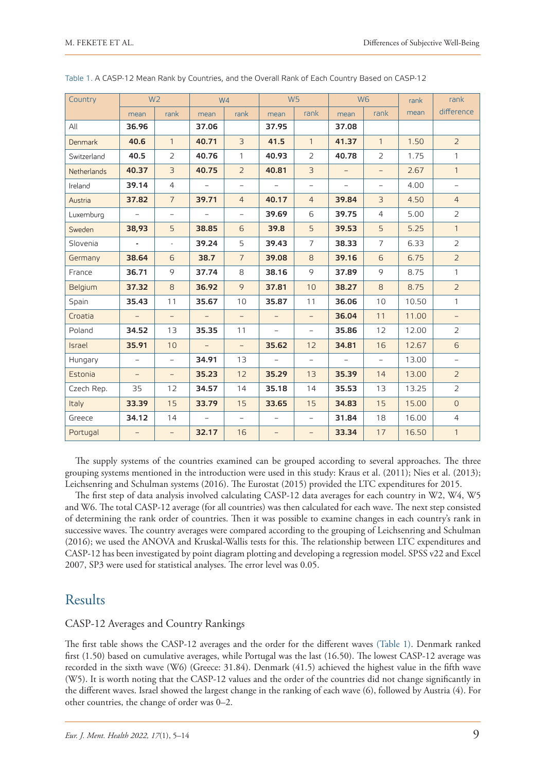Table 1. A CASP-12 Mean Rank by Countries, and the Overall Rank of Each Country Based on CASP-12

| Country | W2 | | W4 | | W5 | | W6 | | rank | rank |
|---|---|---|---|---|---|---|---|---|---|---|
| | mean | rank | mean | rank | mean | rank | mean | rank | mean | difference |
| All | **36.96** | | **37.06** | | **37.95** | | **37.08** | | | |
| Denmark | **40.6** | 1 | **40.71** | 3 | **41.5** | 1 | **41.37** | 1 | 1.50 | 2 |
| Switzerland | **40.5** | 2 | **40.76** | 1 | **40.93** | 2 | **40.78** | 2 | 1.75 | 1 |
| Netherlands | **40.37** | 3 | **40.75** | 2 | **40.81** | 3 | – | – | 2.67 | 1 |
| Ireland | **39.14** | 4 | – | – | – | – | – | – | 4.00 | – |
| Austria | **37.82** | 7 | **39.71** | 4 | **40.17** | 4 | **39.84** | 3 | 4.50 | 4 |
| Luxemburg | – | – | – | – | **39.69** | 6 | **39.75** | 4 | 5.00 | 2 |
| Sweden | **38,93** | 5 | **38.85** | 6 | **39.8** | 5 | **39.53** | 5 | 5.25 | 1 |
| Slovenia | **-** | - | **39.24** | 5 | **39.43** | 7 | **38.33** | 7 | 6.33 | 2 |
| Germany | **38.64** | 6 | **38.7** | 7 | **39.08** | 8 | **39.16** | 6 | 6.75 | 2 |
| France | **36.71** | 9 | **37.74** | 8 | **38.16** | 9 | **37.89** | 9 | 8.75 | 1 |
| Belgium | **37.32** | 8 | **36.92** | 9 | **37.81** | 10 | **38.27** | 8 | 8.75 | 2 |
| Spain | **35.43** | 11 | **35.67** | 10 | **35.87** | 11 | **36.06** | 10 | 10.50 | 1 |
| Croatia | – | – | – | – | – | – | **36.04** | 11 | 11.00 | – |
| Poland | **34.52** | 13 | **35.35** | 11 | – | – | **35.86** | 12 | 12.00 | 2 |
| Israel | **35.91** | 10 | – | – | **35.62** | 12 | **34.81** | 16 | 12.67 | 6 |
| Hungary | – | – | **34.91** | 13 | – | – | – | – | 13.00 | – |
| Estonia | – | – | **35.23** | 12 | **35.29** | 13 | **35.39** | 14 | 13.00 | 2 |
| Czech Rep. | 35 | 12 | **34.57** | 14 | **35.18** | 14 | **35.53** | 13 | 13.25 | 2 |
| Italy | **33.39** | 15 | **33.79** | 15 | **33.65** | 15 | **34.83** | 15 | 15.00 | 0 |
| Greece | **34.12** | 14 | – | – | – | – | **31.84** | 18 | 16.00 | 4 |
| Portugal | – | – | **32.17** | 16 | – | – | **33.34** | 17 | 16.50 | 1 |

The supply systems of the countries examined can be grouped according to several approaches. The three grouping systems mentioned in the introduction were used in this study: Kraus et al. (2011); Nies et al. (2013); Leichsenring and Schulman systems (2016). The Eurostat (2015) provided the LTC expenditures for 2015.

The first step of data analysis involved calculating CASP-12 data averages for each country in W2, W4, W5 and W6. The total CASP-12 average (for all countries) was then calculated for each wave. The next step consisted of determining the rank order of countries. Then it was possible to examine changes in each country's rank in successive waves. The country averages were compared according to the grouping of Leichsenring and Schulman (2016); we used the ANOVA and Kruskal-Wallis tests for this. The relationship between LTC expenditures and CASP-12 has been investigated by point diagram plotting and developing a regression model. SPSS v22 and Excel 2007, SP3 were used for statistical analyses. The error level was 0.05.

# Results

## CASP-12 Averages and Country Rankings

The first table shows the CASP-12 averages and the order for the different waves (Table 1). Denmark ranked first (1.50) based on cumulative averages, while Portugal was the last (16.50). The lowest CASP-12 average was recorded in the sixth wave (W6) (Greece: 31.84). Denmark (41.5) achieved the highest value in the fifth wave (W5). It is worth noting that the CASP-12 values and the order of the countries did not change significantly in the different waves. Israel showed the largest change in the ranking of each wave (6), followed by Austria (4). For other countries, the change of order was 0–2.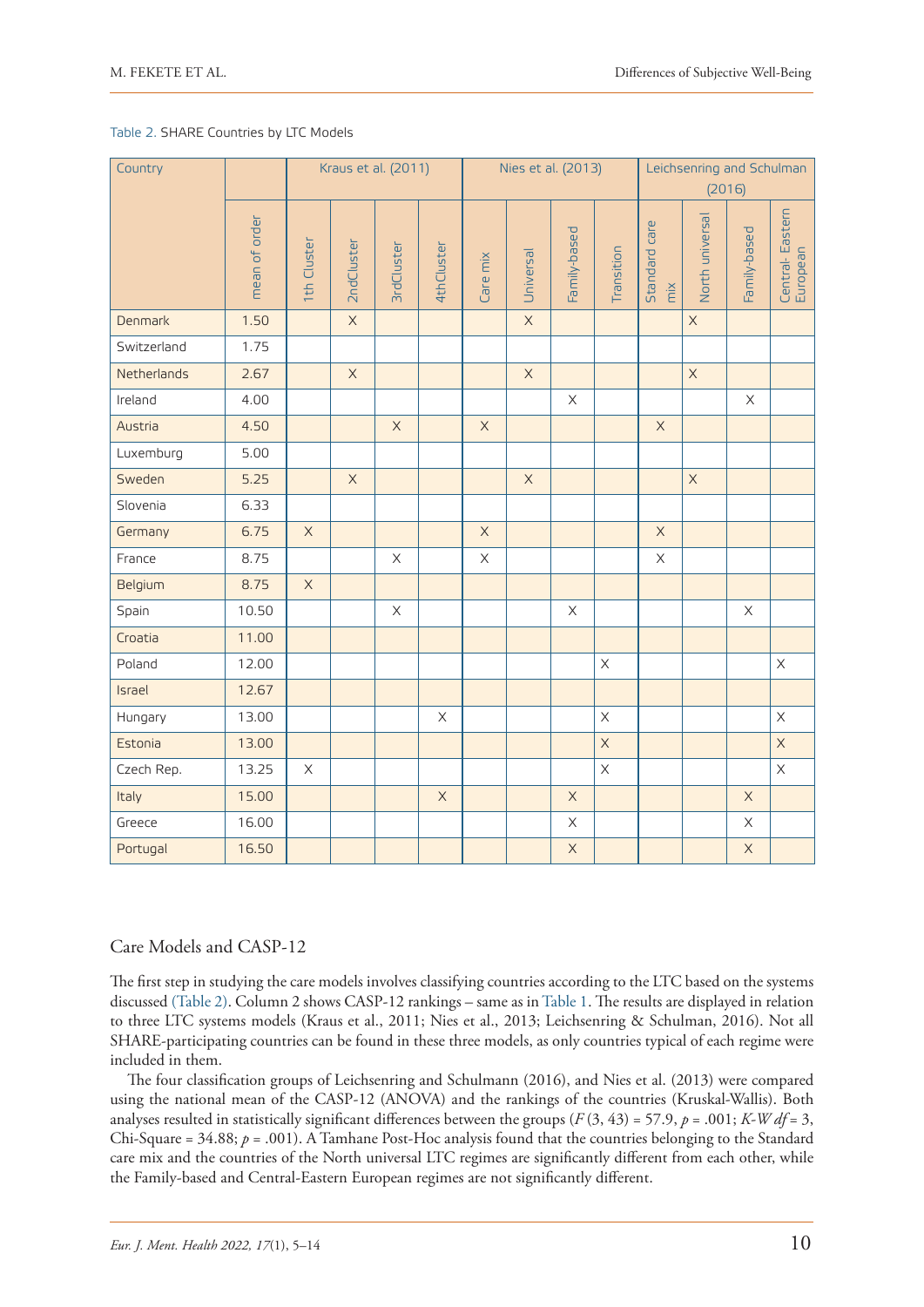Table 2. SHARE Countries by LTC Models

| Country | | Kraus et al. (2011) | | | | Nies et al. (2013) | | | | Leichsenring and Schulman (2016) | | | |
|---|---|---|---|---|---|---|---|---|---|---|---|---|---|
| | mean of order | 1th Cluster | 2ndCluster | 3rdCluster | 4thCluster | Care mix | Universal | Family-based | Transition | Standard care mix | North universal | Family-based | Central- Eastern European |
| Denmark | 1.50 | | X | | | | X | | | | X | | |
| Switzerland | 1.75 | | | | | | | | | | | | |
| Netherlands | 2.67 | | X | | | | X | | | | X | | |
| Ireland | 4.00 | | | | | | | X | | | | X | |
| Austria | 4.50 | | | X | | X | | | | X | | | |
| Luxemburg | 5.00 | | | | | | | | | | | | |
| Sweden | 5.25 | | X | | | | X | | | | X | | |
| Slovenia | 6.33 | | | | | | | | | | | | |
| Germany | 6.75 | X | | | | X | | | | X | | | |
| France | 8.75 | | | X | | X | | | | X | | | |
| Belgium | 8.75 | X | | | | | | | | | | | |
| Spain | 10.50 | | | X | | | | X | | | | X | |
| Croatia | 11.00 | | | | | | | | | | | | |
| Poland | 12.00 | | | | | | | | X | | | | X |
| Israel | 12.67 | | | | | | | | | | | | |
| Hungary | 13.00 | | | | X | | | | X | | | | X |
| Estonia | 13.00 | | | | | | | | X | | | | X |
| Czech Rep. | 13.25 | X | | | | | | | X | | | | X |
| Italy | 15.00 | | | | X | | | X | | | | X | |
| Greece | 16.00 | | | | | | | X | | | | X | |
| Portugal | 16.50 | | | | | | | X | | | | X | |

## Care Models and CASP-12

The first step in studying the care models involves classifying countries according to the LTC based on the systems discussed (Table 2). Column 2 shows CASP-12 rankings – same as in Table 1. The results are displayed in relation to three LTC systems models (Kraus et al., 2011; Nies et al., 2013; Leichsenring & Schulman, 2016). Not all SHARE-participating countries can be found in these three models, as only countries typical of each regime were included in them.

The four classification groups of Leichsenring and Schulmann (2016), and Nies et al. (2013) were compared using the national mean of the CASP-12 (ANOVA) and the rankings of the countries (Kruskal-Wallis). Both analyses resulted in statistically significant differences between the groups ($F(3, 43) = 57.9$, $p = .001$; $K\text{-}W\ df = 3$, Chi-Square = 34.88; $p = .001$). A Tamhane Post-Hoc analysis found that the countries belonging to the Standard care mix and the countries of the North universal LTC regimes are significantly different from each other, while the Family-based and Central-Eastern European regimes are not significantly different.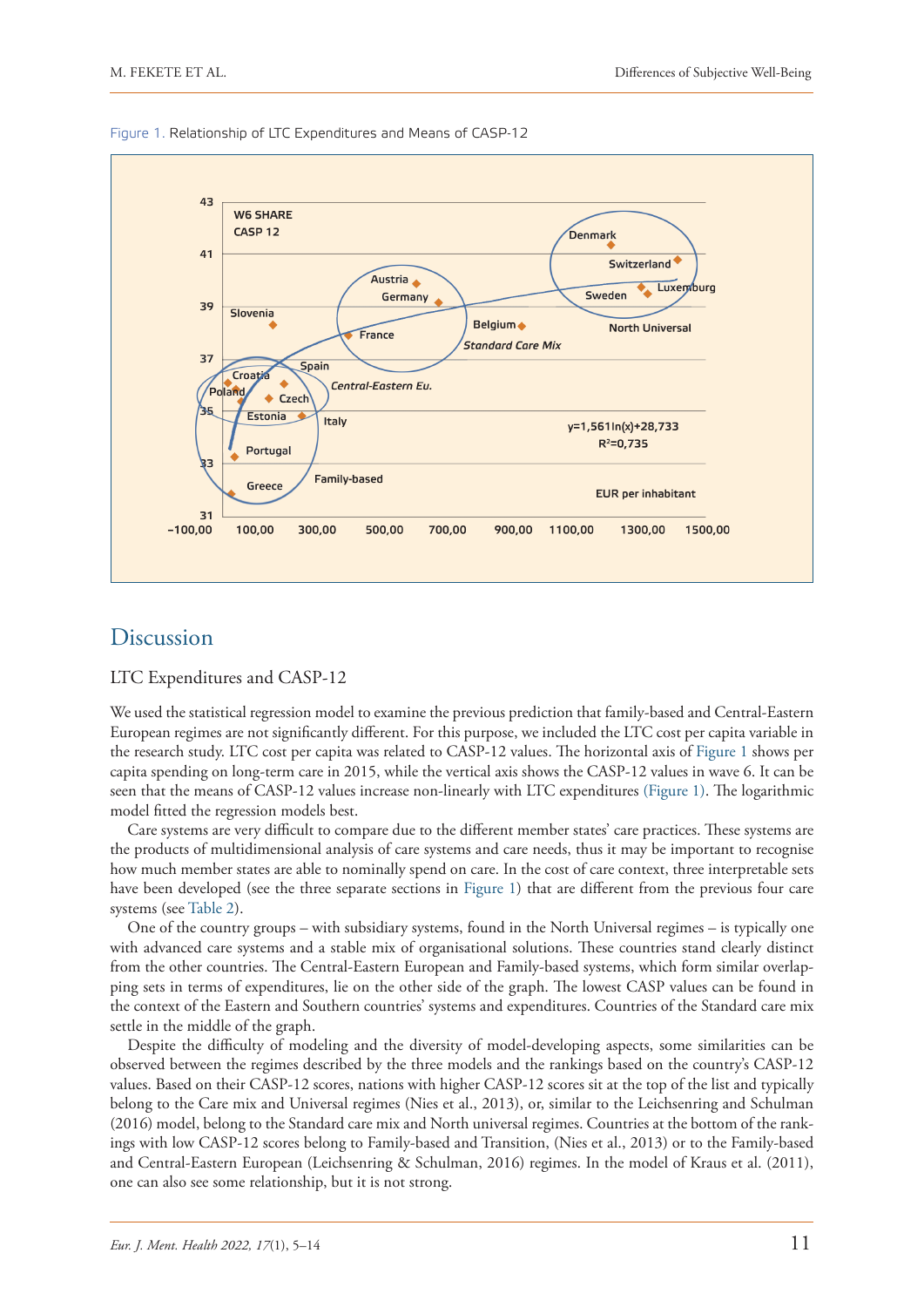Figure 1. Relationship of LTC Expenditures and Means of CASP-12

## Discussion

### LTC Expenditures and CASP-12

We used the statistical regression model to examine the previous prediction that family-based and Central-Eastern European regimes are not significantly different. For this purpose, we included the LTC cost per capita variable in the research study. LTC cost per capita was related to CASP-12 values. The horizontal axis of Figure 1 shows per capita spending on long-term care in 2015, while the vertical axis shows the CASP-12 values in wave 6. It can be seen that the means of CASP-12 values increase non-linearly with LTC expenditures (Figure 1). The logarithmic model fitted the regression models best.

Care systems are very difficult to compare due to the different member states' care practices. These systems are the products of multidimensional analysis of care systems and care needs, thus it may be important to recognise how much member states are able to nominally spend on care. In the cost of care context, three interpretable sets have been developed (see the three separate sections in Figure 1) that are different from the previous four care systems (see Table 2).

One of the country groups – with subsidiary systems, found in the North Universal regimes – is typically one with advanced care systems and a stable mix of organisational solutions. These countries stand clearly distinct from the other countries. The Central-Eastern European and Family-based systems, which form similar overlapping sets in terms of expenditures, lie on the other side of the graph. The lowest CASP values can be found in the context of the Eastern and Southern countries' systems and expenditures. Countries of the Standard care mix settle in the middle of the graph.

Despite the difficulty of modeling and the diversity of model-developing aspects, some similarities can be observed between the regimes described by the three models and the rankings based on the country's CASP-12 values. Based on their CASP-12 scores, nations with higher CASP-12 scores sit at the top of the list and typically belong to the Care mix and Universal regimes (Nies et al., 2013), or, similar to the Leichsenring and Schulman (2016) model, belong to the Standard care mix and North universal regimes. Countries at the bottom of the rankings with low CASP-12 scores belong to Family-based and Transition, (Nies et al., 2013) or to the Family-based and Central-Eastern European (Leichsenring & Schulman, 2016) regimes. In the model of Kraus et al. (2011), one can also see some relationship, but it is not strong.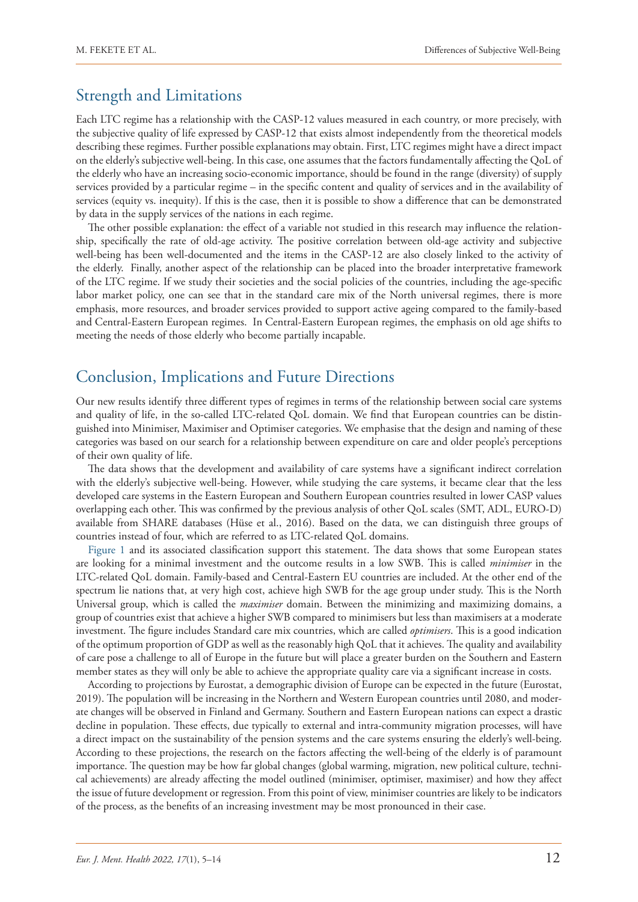## Strength and Limitations

Each LTC regime has a relationship with the CASP-12 values measured in each country, or more precisely, with the subjective quality of life expressed by CASP-12 that exists almost independently from the theoretical models describing these regimes. Further possible explanations may obtain. First, LTC regimes might have a direct impact on the elderly's subjective well-being. In this case, one assumes that the factors fundamentally affecting the QoL of the elderly who have an increasing socio-economic importance, should be found in the range (diversity) of supply services provided by a particular regime – in the specific content and quality of services and in the availability of services (equity vs. inequity). If this is the case, then it is possible to show a difference that can be demonstrated by data in the supply services of the nations in each regime.

The other possible explanation: the effect of a variable not studied in this research may influence the relationship, specifically the rate of old-age activity. The positive correlation between old-age activity and subjective well-being has been well-documented and the items in the CASP-12 are also closely linked to the activity of the elderly. Finally, another aspect of the relationship can be placed into the broader interpretative framework of the LTC regime. If we study their societies and the social policies of the countries, including the age-specific labor market policy, one can see that in the standard care mix of the North universal regimes, there is more emphasis, more resources, and broader services provided to support active ageing compared to the family-based and Central-Eastern European regimes. In Central-Eastern European regimes, the emphasis on old age shifts to meeting the needs of those elderly who become partially incapable.

## Conclusion, Implications and Future Directions

Our new results identify three different types of regimes in terms of the relationship between social care systems and quality of life, in the so-called LTC-related QoL domain. We find that European countries can be distinguished into Minimiser, Maximiser and Optimiser categories. We emphasise that the design and naming of these categories was based on our search for a relationship between expenditure on care and older people's perceptions of their own quality of life.

The data shows that the development and availability of care systems have a significant indirect correlation with the elderly's subjective well-being. However, while studying the care systems, it became clear that the less developed care systems in the Eastern European and Southern European countries resulted in lower CASP values overlapping each other. This was confirmed by the previous analysis of other QoL scales (SMT, ADL, EURO-D) available from SHARE databases (Hüse et al., 2016). Based on the data, we can distinguish three groups of countries instead of four, which are referred to as LTC-related QoL domains.

Figure 1 and its associated classification support this statement. The data shows that some European states are looking for a minimal investment and the outcome results in a low SWB. This is called *minimiser* in the LTC-related QoL domain. Family-based and Central-Eastern EU countries are included. At the other end of the spectrum lie nations that, at very high cost, achieve high SWB for the age group under study. This is the North Universal group, which is called the *maximiser* domain. Between the minimizing and maximizing domains, a group of countries exist that achieve a higher SWB compared to minimisers but less than maximisers at a moderate investment. The figure includes Standard care mix countries, which are called *optimisers*. This is a good indication of the optimum proportion of GDP as well as the reasonably high QoL that it achieves. The quality and availability of care pose a challenge to all of Europe in the future but will place a greater burden on the Southern and Eastern member states as they will only be able to achieve the appropriate quality care via a significant increase in costs.

According to projections by Eurostat, a demographic division of Europe can be expected in the future (Eurostat, 2019). The population will be increasing in the Northern and Western European countries until 2080, and moderate changes will be observed in Finland and Germany. Southern and Eastern European nations can expect a drastic decline in population. These effects, due typically to external and intra-community migration processes, will have a direct impact on the sustainability of the pension systems and the care systems ensuring the elderly's well-being. According to these projections, the research on the factors affecting the well-being of the elderly is of paramount importance. The question may be how far global changes (global warming, migration, new political culture, technical achievements) are already affecting the model outlined (minimiser, optimiser, maximiser) and how they affect the issue of future development or regression. From this point of view, minimiser countries are likely to be indicators of the process, as the benefits of an increasing investment may be most pronounced in their case.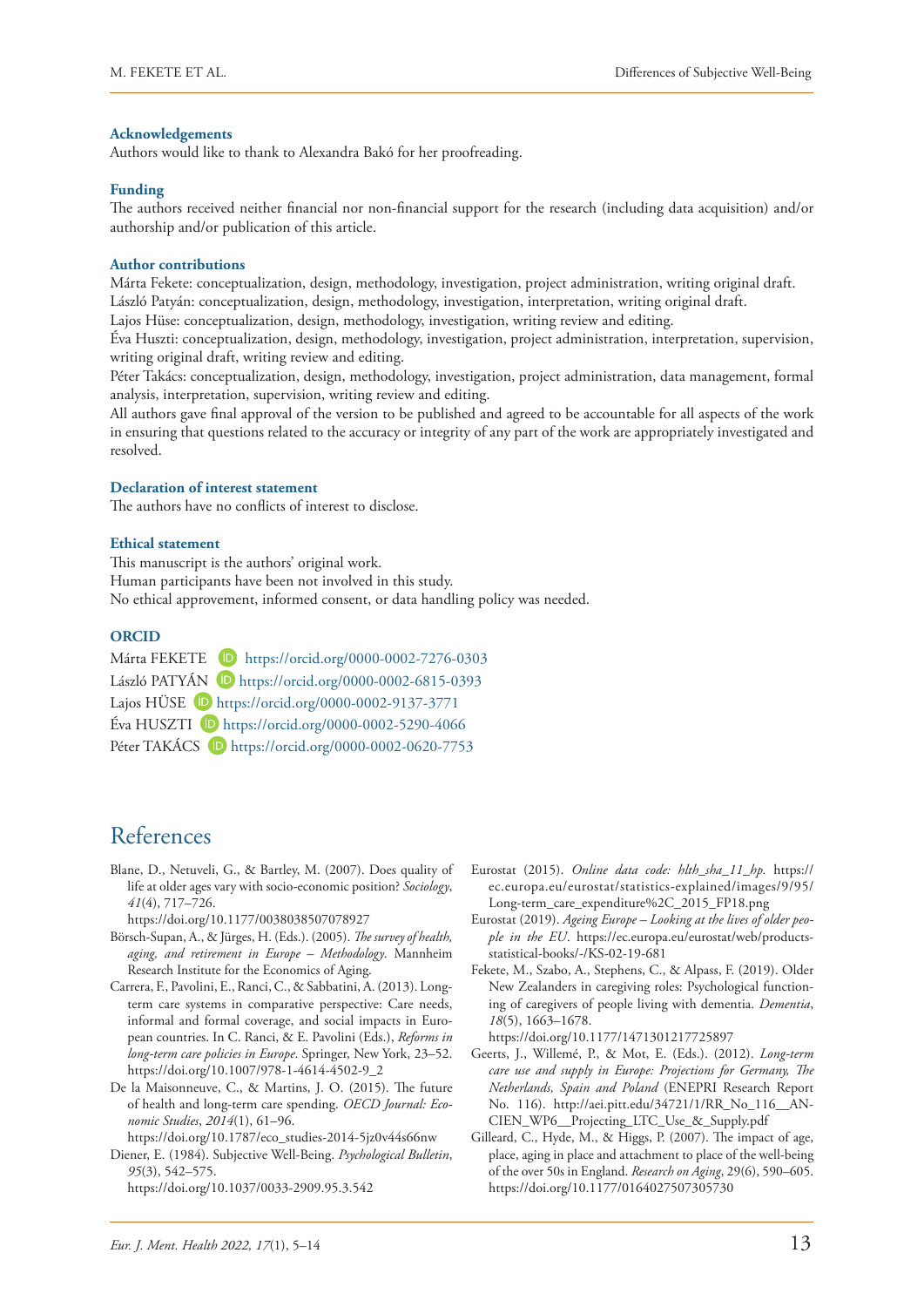### Acknowledgements

Authors would like to thank to Alexandra Bakó for her proofreading.

### Funding

The authors received neither financial nor non-financial support for the research (including data acquisition) and/or authorship and/or publication of this article.

### Author contributions

Márta Fekete: conceptualization, design, methodology, investigation, project administration, writing original draft.
László Patyán: conceptualization, design, methodology, investigation, interpretation, writing original draft.
Lajos Hüse: conceptualization, design, methodology, investigation, writing review and editing.
Éva Huszti: conceptualization, design, methodology, investigation, project administration, interpretation, supervision, writing original draft, writing review and editing.
Péter Takács: conceptualization, design, methodology, investigation, project administration, data management, formal analysis, interpretation, supervision, writing review and editing.
All authors gave final approval of the version to be published and agreed to be accountable for all aspects of the work in ensuring that questions related to the accuracy or integrity of any part of the work are appropriately investigated and resolved.

### Declaration of interest statement

The authors have no conflicts of interest to disclose.

### Ethical statement

This manuscript is the authors' original work.
Human participants have been not involved in this study.
No ethical approvement, informed consent, or data handling policy was needed.

### ORCID

Márta FEKETE https://orcid.org/0000-0002-7276-0303
László PATYÁN https://orcid.org/0000-0002-6815-0393
Lajos HÜSE https://orcid.org/0000-0002-9137-3771
Éva HUSZTI https://orcid.org/0000-0002-5290-4066
Péter TAKÁCS https://orcid.org/0000-0002-0620-7753

## References

Blane, D., Netuveli, G., & Bartley, M. (2007). Does quality of life at older ages vary with socio-economic position? *Sociology*, *41*(4), 717–726. https://doi.org/10.1177/0038038507078927

Börsch-Supan, A., & Jürges, H. (Eds.). (2005). *The survey of health, aging, and retirement in Europe – Methodology*. Mannheim Research Institute for the Economics of Aging.

Carrera, F., Pavolini, E., Ranci, C., & Sabbatini, A. (2013). Long-term care systems in comparative perspective: Care needs, informal and formal coverage, and social impacts in European countries. In C. Ranci, & E. Pavolini (Eds.), *Reforms in long-term care policies in Europe*. Springer, New York, 23–52. https://doi.org/10.1007/978-1-4614-4502-9_2

De la Maisonneuve, C., & Martins, J. O. (2015). The future of health and long-term care spending. *OECD Journal: Economic Studies*, *2014*(1), 61–96. https://doi.org/10.1787/eco_studies-2014-5jz0v44s66nw

Diener, E. (1984). Subjective Well-Being. *Psychological Bulletin*, *95*(3), 542–575. https://doi.org/10.1037/0033-2909.95.3.542

Eurostat (2015). *Online data code: hlth_sha_11_hp.* https://ec.europa.eu/eurostat/statistics-explained/images/9/95/Long-term_care_expenditure%2C_2015_FP18.png

Eurostat (2019). *Ageing Europe – Looking at the lives of older people in the EU*. https://ec.europa.eu/eurostat/web/products-statistical-books/-/KS-02-19-681

Fekete, M., Szabo, A., Stephens, C., & Alpass, F. (2019). Older New Zealanders in caregiving roles: Psychological functioning of caregivers of people living with dementia. *Dementia*, *18*(5), 1663–1678. https://doi.org/10.1177/1471301217725897

Geerts, J., Willemé, P., & Mot, E. (Eds.). (2012). *Long-term care use and supply in Europe: Projections for Germany, The Netherlands, Spain and Poland* (ENEPRI Research Report No. 116). http://aei.pitt.edu/34721/1/RR_No_116__ANCIEN_WP6__Projecting_LTC_Use_&_Supply.pdf

Gilleard, C., Hyde, M., & Higgs, P. (2007). The impact of age, place, aging in place and attachment to place of the well-being of the over 50s in England. *Research on Aging*, 29(6), 590–605. https://doi.org/10.1177/0164027507305730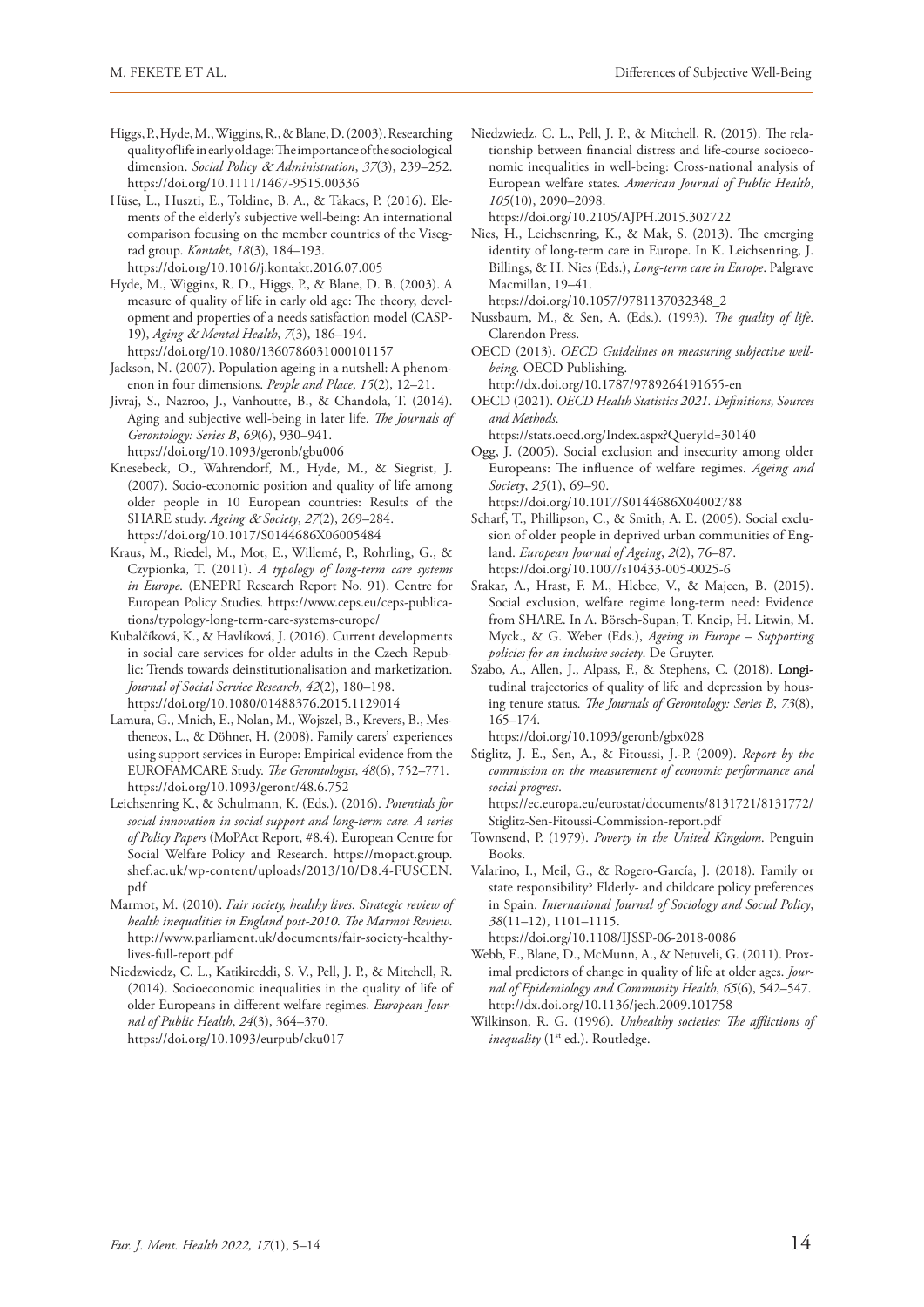Higgs, P., Hyde, M., Wiggins, R., & Blane, D. (2003). Researching quality of life in early old age: The importance of the sociological dimension. *Social Policy & Administration*, *37*(3), 239–252. https://doi.org/10.1111/1467-9515.00336

Hüse, L., Huszti, E., Toldine, B. A., & Takacs, P. (2016). Elements of the elderly's subjective well-being: An international comparison focusing on the member countries of the Visegrad group. *Kontakt*, *18*(3), 184–193. https://doi.org/10.1016/j.kontakt.2016.07.005

Hyde, M., Wiggins, R. D., Higgs, P., & Blane, D. B. (2003). A measure of quality of life in early old age: The theory, development and properties of a needs satisfaction model (CASP-19), *Aging & Mental Health*, *7*(3), 186–194. https://doi.org/10.1080/1360786031000101157

Jackson, N. (2007). Population ageing in a nutshell: A phenomenon in four dimensions. *People and Place*, *15*(2), 12–21.

Jivraj, S., Nazroo, J., Vanhoutte, B., & Chandola, T. (2014). Aging and subjective well-being in later life. *The Journals of Gerontology: Series B*, *69*(6), 930–941. https://doi.org/10.1093/geronb/gbu006

Knesebeck, O., Wahrendorf, M., Hyde, M., & Siegrist, J. (2007). Socio-economic position and quality of life among older people in 10 European countries: Results of the SHARE study. *Ageing & Society*, *27*(2), 269–284. https://doi.org/10.1017/S0144686X06005484

Kraus, M., Riedel, M., Mot, E., Willemé, P., Rohrling, G., & Czypionka, T. (2011). *A typology of long-term care systems in Europe*. (ENEPRI Research Report No. 91). Centre for European Policy Studies. https://www.ceps.eu/ceps-publications/typology-long-term-care-systems-europe/

Kubalčíková, K., & Havlíková, J. (2016). Current developments in social care services for older adults in the Czech Republic: Trends towards deinstitutionalisation and marketization. *Journal of Social Service Research*, *42*(2), 180–198. https://doi.org/10.1080/01488376.2015.1129014

Lamura, G., Mnich, E., Nolan, M., Wojszel, B., Krevers, B., Mestheneos, L., & Döhner, H. (2008). Family carers' experiences using support services in Europe: Empirical evidence from the EUROFAMCARE Study. *The Gerontologist*, *48*(6), 752–771. https://doi.org/10.1093/geront/48.6.752

Leichsenring K., & Schulmann, K. (Eds.). (2016). *Potentials for social innovation in social support and long-term care. A series of Policy Papers* (MoPAct Report, #8.4). European Centre for Social Welfare Policy and Research. https://mopact.group.shef.ac.uk/wp-content/uploads/2013/10/D8.4-FUSCEN.pdf

Marmot, M. (2010). *Fair society, healthy lives. Strategic review of health inequalities in England post-2010. The Marmot Review*. http://www.parliament.uk/documents/fair-society-healthy-lives-full-report.pdf

Niedzwiedz, C. L., Katikireddi, S. V., Pell, J. P., & Mitchell, R. (2014). Socioeconomic inequalities in the quality of life of older Europeans in different welfare regimes. *European Journal of Public Health*, *24*(3), 364–370. https://doi.org/10.1093/eurpub/cku017

Niedzwiedz, C. L., Pell, J. P., & Mitchell, R. (2015). The relationship between financial distress and life-course socioeconomic inequalities in well-being: Cross-national analysis of European welfare states. *American Journal of Public Health*, *105*(10), 2090–2098. https://doi.org/10.2105/AJPH.2015.302722

Nies, H., Leichsenring, K., & Mak, S. (2013). The emerging identity of long-term care in Europe. In K. Leichsenring, J. Billings, & H. Nies (Eds.), *Long-term care in Europe*. Palgrave Macmillan, 19–41. https://doi.org/10.1057/9781137032348_2

Nussbaum, M., & Sen, A. (Eds.). (1993). *The quality of life*. Clarendon Press.

OECD (2013). *OECD Guidelines on measuring subjective well-being.* OECD Publishing. http://dx.doi.org/10.1787/9789264191655-en

OECD (2021). *OECD Health Statistics 2021. Definitions, Sources and Methods*. https://stats.oecd.org/Index.aspx?QueryId=30140

Ogg, J. (2005). Social exclusion and insecurity among older Europeans: The influence of welfare regimes. *Ageing and Society*, *25*(1), 69–90. https://doi.org/10.1017/S0144686X04002788

Scharf, T., Phillipson, C., & Smith, A. E. (2005). Social exclusion of older people in deprived urban communities of England. *European Journal of Ageing*, *2*(2), 76–87. https://doi.org/10.1007/s10433-005-0025-6

Srakar, A., Hrast, F. M., Hlebec, V., & Majcen, B. (2015). Social exclusion, welfare regime long-term need: Evidence from SHARE. In A. Börsch-Supan, T. Kneip, H. Litwin, M. Myck., & G. Weber (Eds.), *Ageing in Europe – Supporting policies for an inclusive society*. De Gruyter.

Szabo, A., Allen, J., Alpass, F., & Stephens, C. (2018). Longitudinal trajectories of quality of life and depression by housing tenure status. *The Journals of Gerontology: Series B*, *73*(8), 165–174. https://doi.org/10.1093/geronb/gbx028

Stiglitz, J. E., Sen, A., & Fitoussi, J.-P. (2009). *Report by the commission on the measurement of economic performance and social progress*. https://ec.europa.eu/eurostat/documents/8131721/8131772/Stiglitz-Sen-Fitoussi-Commission-report.pdf

Townsend, P. (1979). *Poverty in the United Kingdom*. Penguin Books.

Valarino, I., Meil, G., & Rogero-García, J. (2018). Family or state responsibility? Elderly- and childcare policy preferences in Spain. *International Journal of Sociology and Social Policy*, *38*(11–12), 1101–1115. https://doi.org/10.1108/IJSSP-06-2018-0086

Webb, E., Blane, D., McMunn, A., & Netuveli, G. (2011). Proximal predictors of change in quality of life at older ages. *Journal of Epidemiology and Community Health*, *65*(6), 542–547. http://dx.doi.org/10.1136/jech.2009.101758

Wilkinson, R. G. (1996). *Unhealthy societies: The afflictions of inequality* (1st ed.). Routledge.